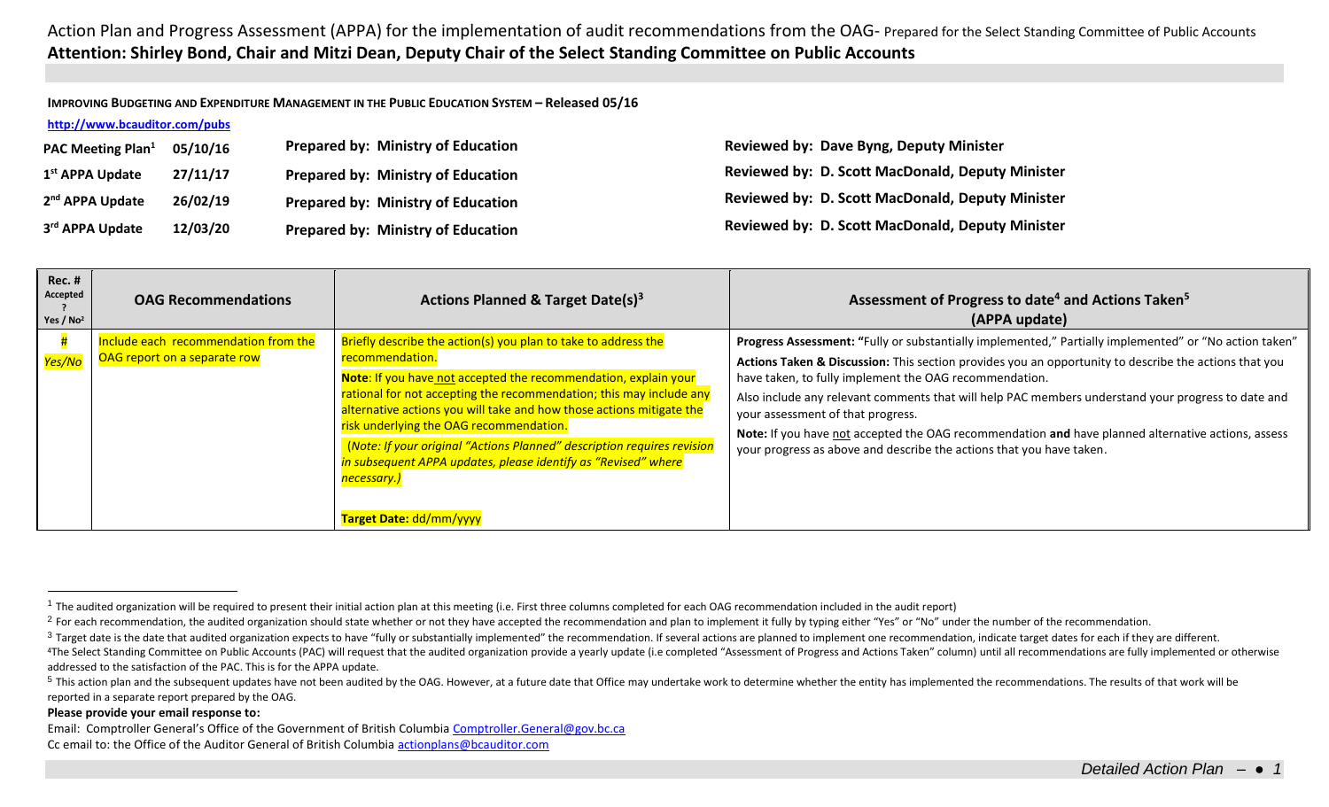# Action Plan and Progress Assessment (APPA) for the implementation of audit recommendations from the OAG- Prepared for the Select Standing Committee of Public Accounts

**Attention: Shirley Bond, Chair and Mitzi Dean, Deputy Chair of the Select Standing Committee on Public Accounts**

**IMPROVING BUDGETING AND EXPENDITURE MANAGEMENT IN THE PUBLIC EDUCATION SYSTEM – Released 05/16**

http://www.bcauditor.com/pubs

| | | | |
|---|---|---|---|
| **PAC Meeting Plan[1]** | **05/10/16** | **Prepared by: Ministry of Education** | **Reviewed by: Dave Byng, Deputy Minister** |
| **1st APPA Update** | **27/11/17** | **Prepared by: Ministry of Education** | **Reviewed by: D. Scott MacDonald, Deputy Minister** |
| **2nd APPA Update** | **26/02/19** | **Prepared by: Ministry of Education** | **Reviewed by: D. Scott MacDonald, Deputy Minister** |
| **3rd APPA Update** | **12/03/20** | **Prepared by: Ministry of Education** | **Reviewed by: D. Scott MacDonald, Deputy Minister** |

| Rec. # Accepted ? Yes / No[2] | OAG Recommendations | Actions Planned & Target Date(s)[3] | Assessment of Progress to date[4] and Actions Taken[5] (APPA update) |
|---|---|---|---|
| # *Yes/No* | Include each recommendation from the OAG report on a separate row | Briefly describe the action(s) you plan to take to address the recommendation.<br>**Note**: If you have not accepted the recommendation, explain your rational for not accepting the recommendation; this may include any alternative actions you will take and how those actions mitigate the risk underlying the OAG recommendation.<br>*(Note: If your original "Actions Planned" description requires revision in subsequent APPA updates, please identify as "Revised" where necessary.)*<br>**Target Date:** dd/mm/yyyy | **Progress Assessment: "**Fully or substantially implemented," Partially implemented" or "No action taken"<br>**Actions Taken & Discussion:** This section provides you an opportunity to describe the actions that you have taken, to fully implement the OAG recommendation.<br>Also include any relevant comments that will help PAC members understand your progress to date and your assessment of that progress.<br>**Note:** If you have not accepted the OAG recommendation **and** have planned alternative actions, assess your progress as above and describe the actions that you have taken. |

[1] The audited organization will be required to present their initial action plan at this meeting (i.e. First three columns completed for each OAG recommendation included in the audit report)

[2] For each recommendation, the audited organization should state whether or not they have accepted the recommendation and plan to implement it fully by typing either "Yes" or "No" under the number of the recommendation.

[3] Target date is the date that audited organization expects to have "fully or substantially implemented" the recommendation. If several actions are planned to implement one recommendation, indicate target dates for each if they are different.

[4] The Select Standing Committee on Public Accounts (PAC) will request that the audited organization provide a yearly update (i.e completed "Assessment of Progress and Actions Taken" column) until all recommendations are fully implemented or otherwise addressed to the satisfaction of the PAC. This is for the APPA update.

[5] This action plan and the subsequent updates have not been audited by the OAG. However, at a future date that Office may undertake work to determine whether the entity has implemented the recommendations. The results of that work will be reported in a separate report prepared by the OAG.

**Please provide your email response to:**

Email: Comptroller General's Office of the Government of British Columbia Comptroller.General@gov.bc.ca

Cc email to: the Office of the Auditor General of British Columbia actionplans@bcauditor.com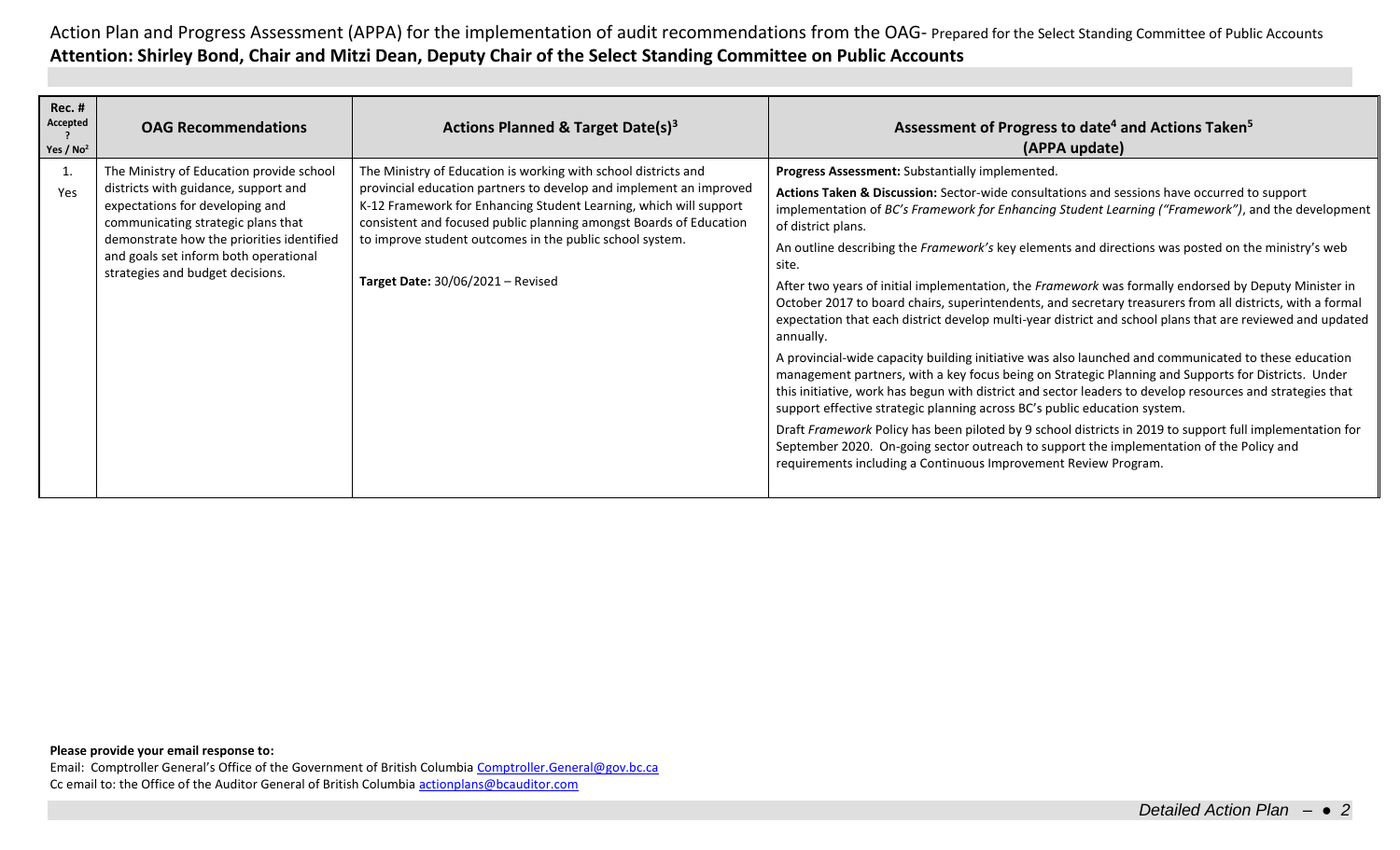Action Plan and Progress Assessment (APPA) for the implementation of audit recommendations from the OAG- Prepared for the Select Standing Committee of Public Accounts

**Attention: Shirley Bond, Chair and Mitzi Dean, Deputy Chair of the Select Standing Committee on Public Accounts**

| Rec. # Accepted? Yes / No[2] | OAG Recommendations | Actions Planned & Target Date(s)[3] | Assessment of Progress to date[4] and Actions Taken[5] (APPA update) |
|---|---|---|---|
| 1. Yes | The Ministry of Education provide school districts with guidance, support and expectations for developing and communicating strategic plans that demonstrate how the priorities identified and goals set inform both operational strategies and budget decisions. | The Ministry of Education is working with school districts and provincial education partners to develop and implement an improved K-12 Framework for Enhancing Student Learning, which will support consistent and focused public planning amongst Boards of Education to improve student outcomes in the public school system.<br><br>**Target Date:** 30/06/2021 – Revised | **Progress Assessment:** Substantially implemented.<br><br>**Actions Taken & Discussion:** Sector-wide consultations and sessions have occurred to support implementation of *BC's Framework for Enhancing Student Learning ("Framework")*, and the development of district plans.<br><br>An outline describing the *Framework's* key elements and directions was posted on the ministry's web site.<br><br>After two years of initial implementation, the *Framework* was formally endorsed by Deputy Minister in October 2017 to board chairs, superintendents, and secretary treasurers from all districts, with a formal expectation that each district develop multi-year district and school plans that are reviewed and updated annually.<br><br>A provincial-wide capacity building initiative was also launched and communicated to these education management partners, with a key focus being on Strategic Planning and Supports for Districts. Under this initiative, work has begun with district and sector leaders to develop resources and strategies that support effective strategic planning across BC's public education system.<br><br>Draft *Framework* Policy has been piloted by 9 school districts in 2019 to support full implementation for September 2020. On-going sector outreach to support the implementation of the Policy and requirements including a Continuous Improvement Review Program. |

**Please provide your email response to:**

Email: Comptroller General's Office of the Government of British Columbia Comptroller.General@gov.bc.ca

Cc email to: the Office of the Auditor General of British Columbia actionplans@bcauditor.com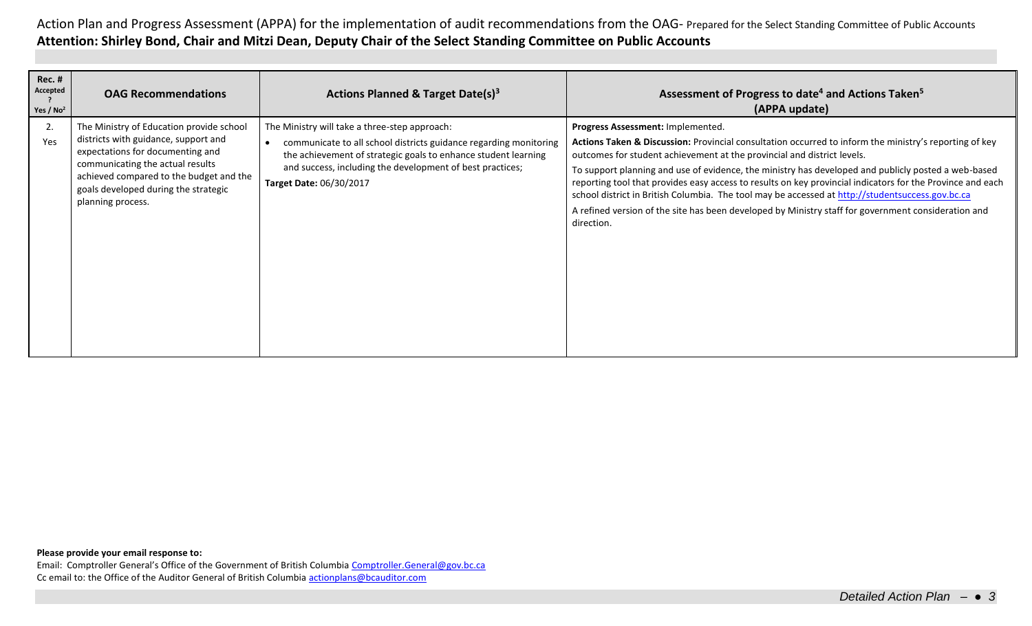Action Plan and Progress Assessment (APPA) for the implementation of audit recommendations from the OAG- Prepared for the Select Standing Committee of Public Accounts

**Attention: Shirley Bond, Chair and Mitzi Dean, Deputy Chair of the Select Standing Committee on Public Accounts**

| Rec. # Accepted? Yes / No[2] | OAG Recommendations | Actions Planned & Target Date(s)[3] | Assessment of Progress to date[4] and Actions Taken[5] (APPA update) |
|---|---|---|---|
| 2. Yes | The Ministry of Education provide school districts with guidance, support and expectations for documenting and communicating the actual results achieved compared to the budget and the goals developed during the strategic planning process. | The Ministry will take a three-step approach:<br>• communicate to all school districts guidance regarding monitoring the achievement of strategic goals to enhance student learning and success, including the development of best practices;<br>**Target Date:** 06/30/2017 | **Progress Assessment:** Implemented.<br>**Actions Taken & Discussion:** Provincial consultation occurred to inform the ministry's reporting of key outcomes for student achievement at the provincial and district levels.<br>To support planning and use of evidence, the ministry has developed and publicly posted a web-based reporting tool that provides easy access to results on key provincial indicators for the Province and each school district in British Columbia. The tool may be accessed at http://studentsuccess.gov.bc.ca<br>A refined version of the site has been developed by Ministry staff for government consideration and direction. |

**Please provide your email response to:**

Email: Comptroller General's Office of the Government of British Columbia Comptroller.General@gov.bc.ca

Cc email to: the Office of the Auditor General of British Columbia actionplans@bcauditor.com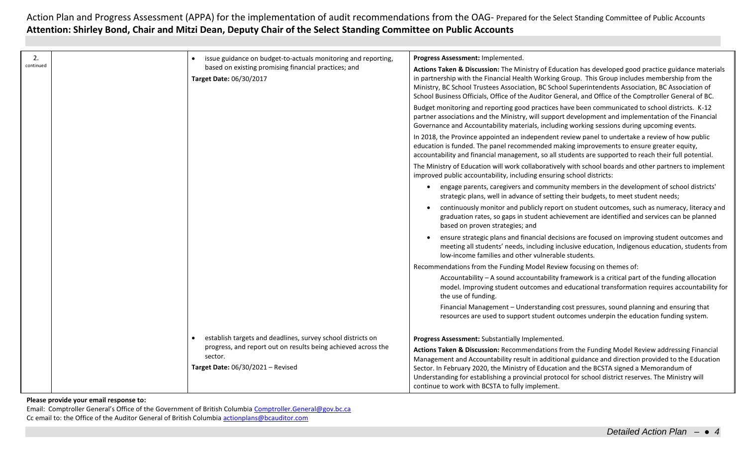Action Plan and Progress Assessment (APPA) for the implementation of audit recommendations from the OAG- Prepared for the Select Standing Committee of Public Accounts
**Attention: Shirley Bond, Chair and Mitzi Dean, Deputy Chair of the Select Standing Committee on Public Accounts**

| | | | |
|---|---|---|---|
| 2. continued | | • issue guidance on budget-to-actuals monitoring and reporting, based on existing promising financial practices; and<br><br>**Target Date:** 06/30/2017 | **Progress Assessment:** Implemented.<br><br>**Actions Taken & Discussion:** The Ministry of Education has developed good practice guidance materials in partnership with the Financial Health Working Group. This Group includes membership from the Ministry, BC School Trustees Association, BC School Superintendents Association, BC Association of School Business Officials, Office of the Auditor General, and Office of the Comptroller General of BC.<br><br>Budget monitoring and reporting good practices have been communicated to school districts. K-12 partner associations and the Ministry, will support development and implementation of the Financial Governance and Accountability materials, including working sessions during upcoming events.<br><br>In 2018, the Province appointed an independent review panel to undertake a review of how public education is funded. The panel recommended making improvements to ensure greater equity, accountability and financial management, so all students are supported to reach their full potential.<br><br>The Ministry of Education will work collaboratively with school boards and other partners to implement improved public accountability, including ensuring school districts:<br><br>• engage parents, caregivers and community members in the development of school districts' strategic plans, well in advance of setting their budgets, to meet student needs;<br><br>• continuously monitor and publicly report on student outcomes, such as numeracy, literacy and graduation rates, so gaps in student achievement are identified and services can be planned based on proven strategies; and<br><br>• ensure strategic plans and financial decisions are focused on improving student outcomes and meeting all students' needs, including inclusive education, Indigenous education, students from low-income families and other vulnerable students.<br><br>Recommendations from the Funding Model Review focusing on themes of:<br><br>Accountability – A sound accountability framework is a critical part of the funding allocation model. Improving student outcomes and educational transformation requires accountability for the use of funding.<br><br>Financial Management – Understanding cost pressures, sound planning and ensuring that resources are used to support student outcomes underpin the education funding system. |
| | | • establish targets and deadlines, survey school districts on progress, and report out on results being achieved across the sector.<br><br>**Target Date:** 06/30/2021 – Revised | **Progress Assessment:** Substantially Implemented.<br><br>**Actions Taken & Discussion:** Recommendations from the Funding Model Review addressing Financial Management and Accountability result in additional guidance and direction provided to the Education Sector. In February 2020, the Ministry of Education and the BCSTA signed a Memorandum of Understanding for establishing a provincial protocol for school district reserves. The Ministry will continue to work with BCSTA to fully implement. |

**Please provide your email response to:**

Email: Comptroller General's Office of the Government of British Columbia Comptroller.General@gov.bc.ca
Cc email to: the Office of the Auditor General of British Columbia actionplans@bcauditor.com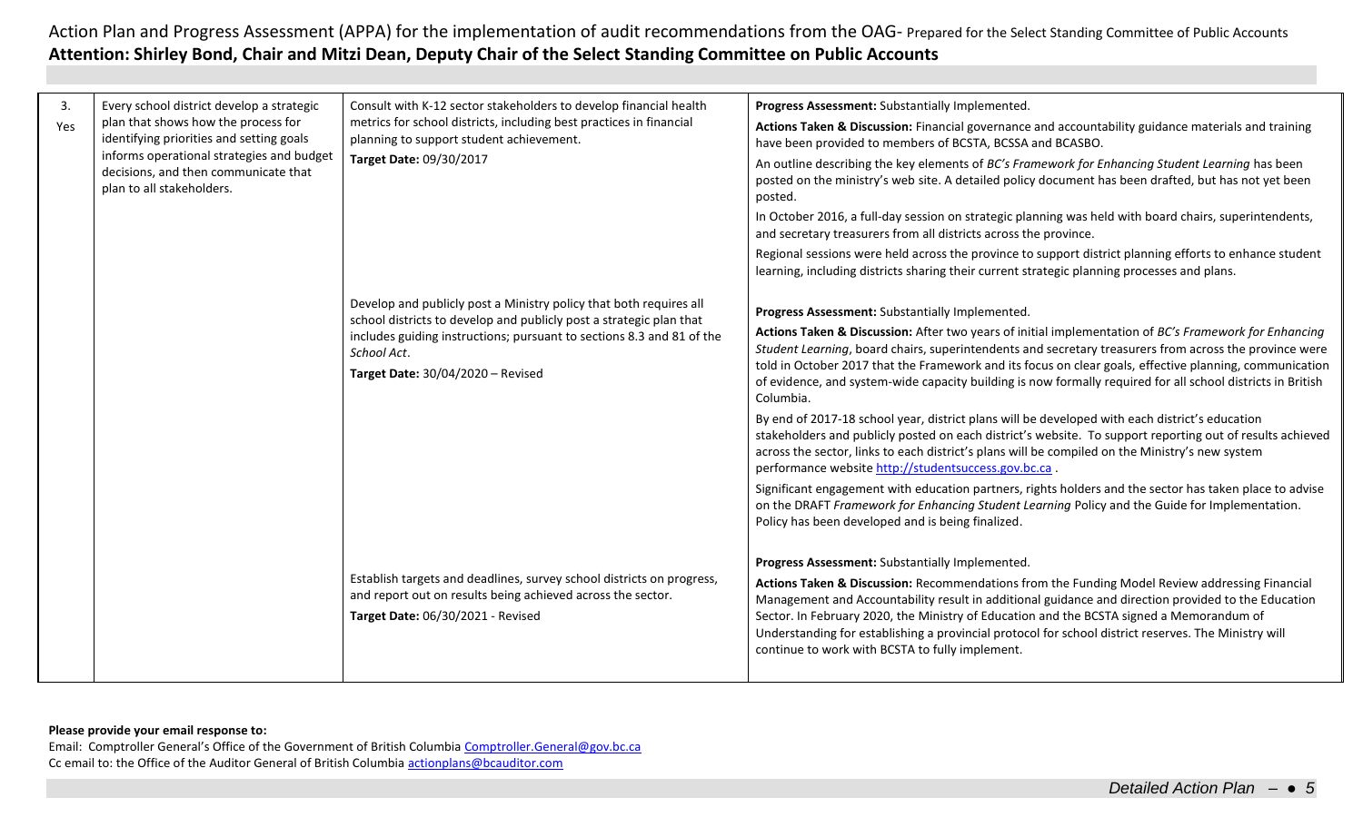Action Plan and Progress Assessment (APPA) for the implementation of audit recommendations from the OAG- Prepared for the Select Standing Committee of Public Accounts
**Attention: Shirley Bond, Chair and Mitzi Dean, Deputy Chair of the Select Standing Committee on Public Accounts**

| | | | |
|---|---|---|---|
| 3.<br>Yes | Every school district develop a strategic plan that shows how the process for identifying priorities and setting goals informs operational strategies and budget decisions, and then communicate that plan to all stakeholders. | Consult with K-12 sector stakeholders to develop financial health metrics for school districts, including best practices in financial planning to support student achievement.<br>**Target Date:** 09/30/2017 | **Progress Assessment:** Substantially Implemented.<br>**Actions Taken & Discussion:** Financial governance and accountability guidance materials and training have been provided to members of BCSTA, BCSSA and BCASBO.<br>An outline describing the key elements of *BC's Framework for Enhancing Student Learning* has been posted on the ministry's web site. A detailed policy document has been drafted, but has not yet been posted.<br>In October 2016, a full-day session on strategic planning was held with board chairs, superintendents, and secretary treasurers from all districts across the province.<br>Regional sessions were held across the province to support district planning efforts to enhance student learning, including districts sharing their current strategic planning processes and plans. |
| | | Develop and publicly post a Ministry policy that both requires all school districts to develop and publicly post a strategic plan that includes guiding instructions; pursuant to sections 8.3 and 81 of the *School Act*.<br>**Target Date:** 30/04/2020 – Revised | **Progress Assessment:** Substantially Implemented.<br>**Actions Taken & Discussion:** After two years of initial implementation of *BC's Framework for Enhancing Student Learning*, board chairs, superintendents and secretary treasurers from across the province were told in October 2017 that the Framework and its focus on clear goals, effective planning, communication of evidence, and system-wide capacity building is now formally required for all school districts in British Columbia.<br>By end of 2017-18 school year, district plans will be developed with each district's education stakeholders and publicly posted on each district's website. To support reporting out of results achieved across the sector, links to each district's plans will be compiled on the Ministry's new system performance website http://studentsuccess.gov.bc.ca .<br>Significant engagement with education partners, rights holders and the sector has taken place to advise on the DRAFT *Framework for Enhancing Student Learning* Policy and the Guide for Implementation. Policy has been developed and is being finalized. |
| | | Establish targets and deadlines, survey school districts on progress, and report out on results being achieved across the sector.<br>**Target Date:** 06/30/2021 - Revised | **Progress Assessment:** Substantially Implemented.<br>**Actions Taken & Discussion:** Recommendations from the Funding Model Review addressing Financial Management and Accountability result in additional guidance and direction provided to the Education Sector. In February 2020, the Ministry of Education and the BCSTA signed a Memorandum of Understanding for establishing a provincial protocol for school district reserves. The Ministry will continue to work with BCSTA to fully implement. |

**Please provide your email response to:**
Email: Comptroller General's Office of the Government of British Columbia Comptroller.General@gov.bc.ca
Cc email to: the Office of the Auditor General of British Columbia actionplans@bcauditor.com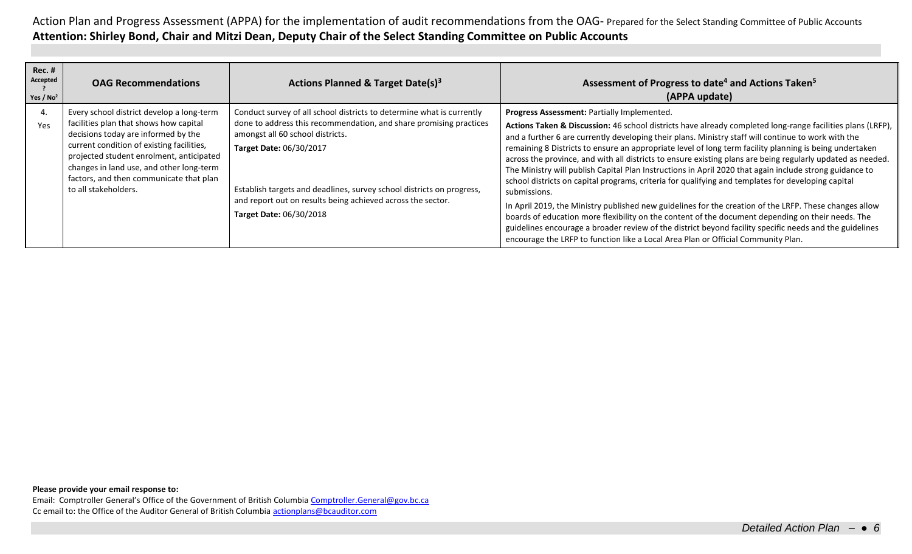Action Plan and Progress Assessment (APPA) for the implementation of audit recommendations from the OAG- Prepared for the Select Standing Committee of Public Accounts

**Attention: Shirley Bond, Chair and Mitzi Dean, Deputy Chair of the Select Standing Committee on Public Accounts**

| Rec. # Accepted ? Yes / No[2] | OAG Recommendations | Actions Planned & Target Date(s)[3] | Assessment of Progress to date[4] and Actions Taken[5] (APPA update) |
|---|---|---|---|
| 4. Yes | Every school district develop a long-term facilities plan that shows how capital decisions today are informed by the current condition of existing facilities, projected student enrolment, anticipated changes in land use, and other long-term factors, and then communicate that plan to all stakeholders. | Conduct survey of all school districts to determine what is currently done to address this recommendation, and share promising practices amongst all 60 school districts.<br>**Target Date:** 06/30/2017<br><br>Establish targets and deadlines, survey school districts on progress, and report out on results being achieved across the sector.<br>**Target Date:** 06/30/2018 | **Progress Assessment:** Partially Implemented.<br>**Actions Taken & Discussion:** 46 school districts have already completed long-range facilities plans (LRFP), and a further 6 are currently developing their plans. Ministry staff will continue to work with the remaining 8 Districts to ensure an appropriate level of long term facility planning is being undertaken across the province, and with all districts to ensure existing plans are being regularly updated as needed. The Ministry will publish Capital Plan Instructions in April 2020 that again include strong guidance to school districts on capital programs, criteria for qualifying and templates for developing capital submissions.<br><br>In April 2019, the Ministry published new guidelines for the creation of the LRFP. These changes allow boards of education more flexibility on the content of the document depending on their needs. The guidelines encourage a broader review of the district beyond facility specific needs and the guidelines encourage the LRFP to function like a Local Area Plan or Official Community Plan. |

**Please provide your email response to:**

Email: Comptroller General's Office of the Government of British Columbia Comptroller.General@gov.bc.ca

Cc email to: the Office of the Auditor General of British Columbia actionplans@bcauditor.com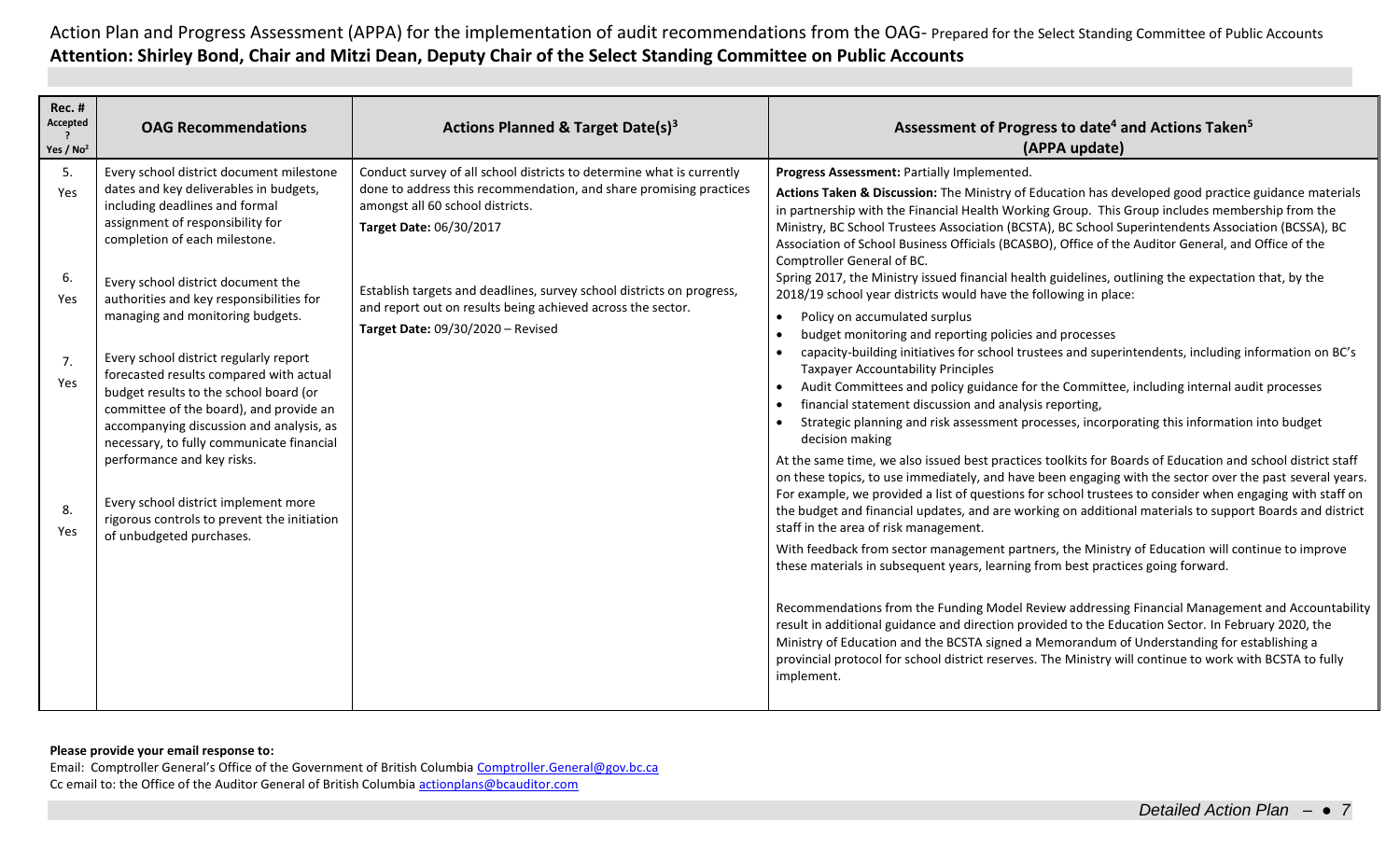Action Plan and Progress Assessment (APPA) for the implementation of audit recommendations from the OAG- Prepared for the Select Standing Committee of Public Accounts

**Attention: Shirley Bond, Chair and Mitzi Dean, Deputy Chair of the Select Standing Committee on Public Accounts**

| Rec. # Accepted ? Yes / No[2] | OAG Recommendations | Actions Planned & Target Date(s)[3] | Assessment of Progress to date[4] and Actions Taken[5] (APPA update) |
|---|---|---|---|
| 5. Yes | Every school district document milestone dates and key deliverables in budgets, including deadlines and formal assignment of responsibility for completion of each milestone. | Conduct survey of all school districts to determine what is currently done to address this recommendation, and share promising practices amongst all 60 school districts. **Target Date:** 06/30/2017 | **Progress Assessment:** Partially Implemented. **Actions Taken & Discussion:** The Ministry of Education has developed good practice guidance materials in partnership with the Financial Health Working Group. This Group includes membership from the Ministry, BC School Trustees Association (BCSTA), BC School Superintendents Association (BCSSA), BC Association of School Business Officials (BCASBO), Office of the Auditor General, and Office of the Comptroller General of BC. Spring 2017, the Ministry issued financial health guidelines, outlining the expectation that, by the 2018/19 school year districts would have the following in place: • Policy on accumulated surplus • budget monitoring and reporting policies and processes • capacity-building initiatives for school trustees and superintendents, including information on BC's Taxpayer Accountability Principles • Audit Committees and policy guidance for the Committee, including internal audit processes • financial statement discussion and analysis reporting, • Strategic planning and risk assessment processes, incorporating this information into budget decision making At the same time, we also issued best practices toolkits for Boards of Education and school district staff on these topics, to use immediately, and have been engaging with the sector over the past several years. For example, we provided a list of questions for school trustees to consider when engaging with staff on the budget and financial updates, and are working on additional materials to support Boards and district staff in the area of risk management. With feedback from sector management partners, the Ministry of Education will continue to improve these materials in subsequent years, learning from best practices going forward. Recommendations from the Funding Model Review addressing Financial Management and Accountability result in additional guidance and direction provided to the Education Sector. In February 2020, the Ministry of Education and the BCSTA signed a Memorandum of Understanding for establishing a provincial protocol for school district reserves. The Ministry will continue to work with BCSTA to fully implement. |
| 6. Yes | Every school district document the authorities and key responsibilities for managing and monitoring budgets. | Establish targets and deadlines, survey school districts on progress, and report out on results being achieved across the sector. **Target Date:** 09/30/2020 – Revised | |
| 7. Yes | Every school district regularly report forecasted results compared with actual budget results to the school board (or committee of the board), and provide an accompanying discussion and analysis, as necessary, to fully communicate financial performance and key risks. | | |
| 8. Yes | Every school district implement more rigorous controls to prevent the initiation of unbudgeted purchases. | | |

**Please provide your email response to:**

Email: Comptroller General's Office of the Government of British Columbia Comptroller.General@gov.bc.ca

Cc email to: the Office of the Auditor General of British Columbia actionplans@bcauditor.com